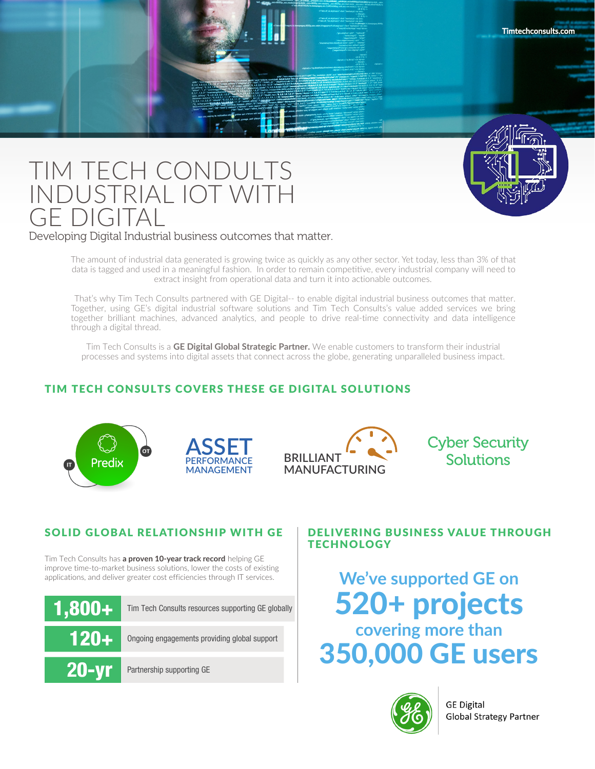Timtechconsults.com

# TIM TECH CONDULTS INDUSTRIAL IOT WITH GE DIGITAL

Developing Digital Industrial business outcomes that matter.

The amount of industrial data generated is growing twice as quickly as any other sector. Yet today, less than 3% of that data is tagged and used in a meaningful fashion. In order to remain competitive, every industrial company will need to extract insight from operational data and turn it into actionable outcomes.

That's why Tim Tech Consults partnered with GE Digital-- to enable digital industrial business outcomes that matter. Together, using GE's digital industrial software solutions and Tim Tech Consults's value added services we bring together brilliant machines, advanced analytics, and people to drive real-time connectivity and data intelligence through a digital thread.

Tim Tech Consults is a **GE Digital Global Strategic Partner.** We enable customers to transform their industrial processes and systems into digital assets that connect across the globe, generating unparalleled business impact.

## TIM TECH CONSULTS COVERS THESE GE DIGITAL SOLUTIONS

- IT Predix OT
- ASSET PERFORMANCE MANAGEMENT
- BRILLIANT MANUFACTURING
- Cyber Security Solutions

## SOLID GLOBAL RELATIONSHIP WITH GE

Tim Tech Consults has **a proven 10-year track record** helping GE improve time-to-market business solutions, lower the costs of existing applications, and deliver greater cost efficiencies through IT services.

| | |
|---|---|
| **1,800+** | Tim Tech Consults resources supporting GE globally |
| **120+** | Ongoing engagements providing global support |
| **20-yr** | Partnership supporting GE |

## DELIVERING BUSINESS VALUE THROUGH TECHNOLOGY

**We've supported GE on**

**520+ projects**

**covering more than**

**350,000 GE users**

GE Digital
Global Strategy Partner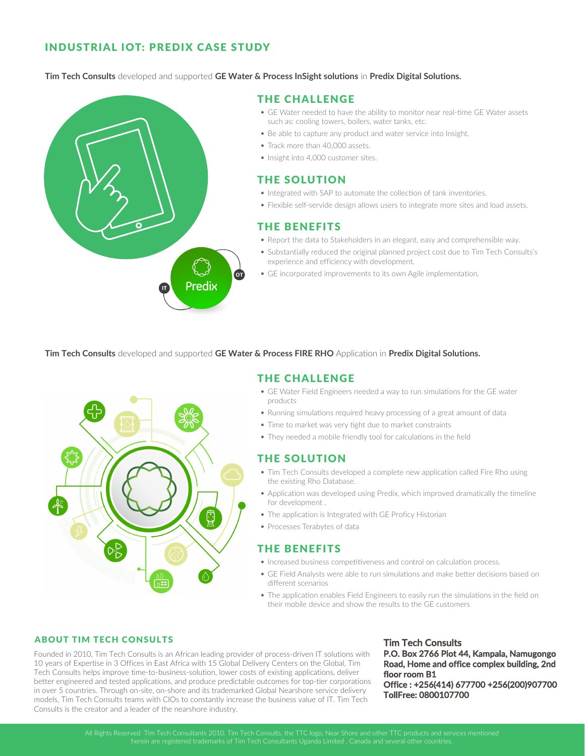## INDUSTRIAL IOT: PREDIX CASE STUDY

**Tim Tech Consults** developed and supported **GE Water & Process InSight solutions** in **Predix Digital Solutions.**

### THE CHALLENGE

- GE Water needed to have the ability to monitor near real-time GE Water assets such as: cooling towers, boilers, water tanks, etc.
- Be able to capture any product and water service into Insight.
- Track more than 40,000 assets.
- Insight into 4,000 customer sites.

### THE SOLUTION

- Integrated with SAP to automate the collection of tank inventories.
- Flexible self-servide design allows users to integrate more sites and load assets.

### THE BENEFITS

- Report the data to Stakeholders in an elegant, easy and comprehensible way.
- Substantially reduced the original planned project cost due to Tim Tech Consults's experience and efficiency with development.
- GE incorporated improvements to its own Agile implementation.

**Tim Tech Consults** developed and supported **GE Water & Process FIRE RHO** Application in **Predix Digital Solutions.**

### THE CHALLENGE

- GE Water Field Engineers needed a way to run simulations for the GE water products
- Running simulations required heavy processing of a great amount of data
- Time to market was very tight due to market constraints
- They needed a mobile friendly tool for calculations in the field

### THE SOLUTION

- Tim Tech Consults developed a complete new application called Fire Rho using the existing Rho Database.
- Application was developed using Predix, which improved dramatically the timeline for development .
- The application is Integrated with GE Proficy Historian
- Processes Terabytes of data

### THE BENEFITS

- Increased business competitiveness and control on calculation process.
- GE Field Analysts were able to run simulations and make better decisions based on different scenarios
- The application enables Field Engineers to easily run the simulations in the field on their mobile device and show the results to the GE customers

### ABOUT TIM TECH CONSULTS

Founded in 2010, Tim Tech Consults is an African leading provider of process-driven IT solutions with 10 years of Expertise in 3 Offices in East Africa with 15 Global Delivery Centers on the Global, Tim Tech Consults helps improve time-to-business-solution, lower costs of existing applications, deliver better engineered and tested applications, and produce predictable outcomes for top-tier corporations in over 5 countries. Through on-site, on-shore and its trademarked Global Nearshore service delivery models, Tim Tech Consults teams with CIOs to constantly increase the business value of IT. Tim Tech Consults is the creator and a leader of the nearshore industry.

**Tim Tech Consults**
**P.O. Box 2766 Plot 44, Kampala, Namugongo Road, Home and office complex building, 2nd floor room B1**
**Office : +256(414) 677700 +256(200)907700**
**TollFree: 0800107700**

All Rights Reserved Tim Tech Consultants 2010. Tim Tech Consults, the TTC logo, Near Shore and other TTC products and services mentioned herein are registered trademarks of Tim Tech Consultants Uganda Limited , Canada and several other countries.